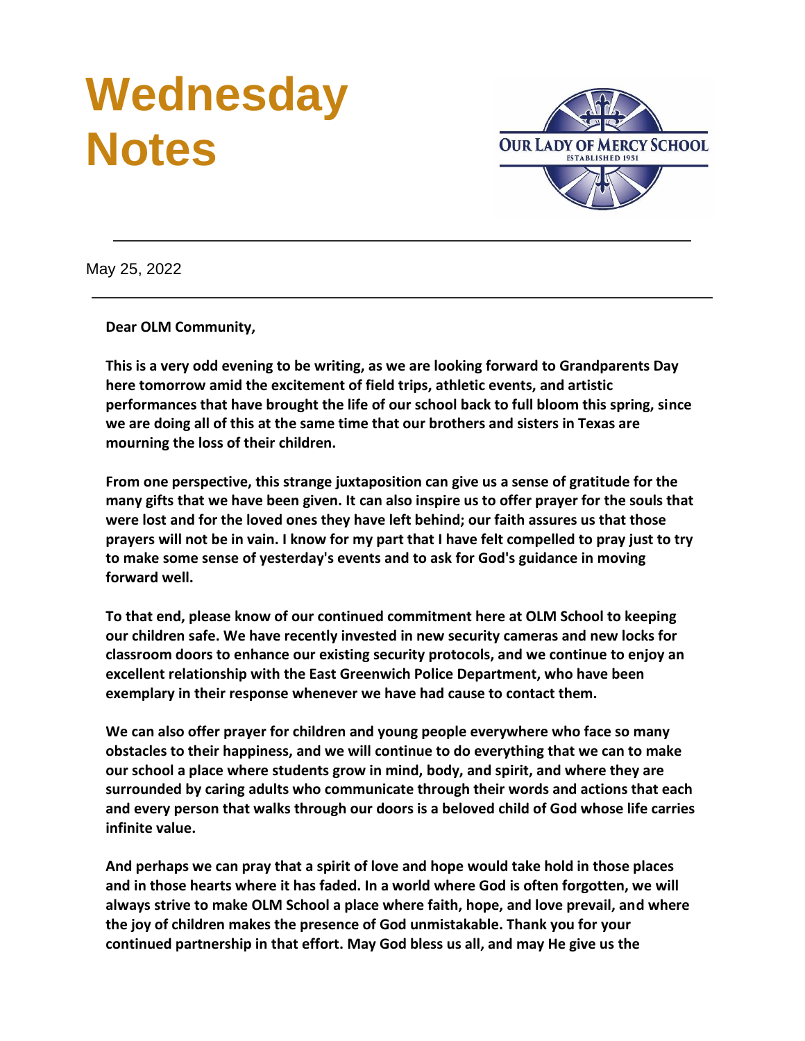# Wednesday Notes

OUR LADY OF MERCY SCHOOL
ESTABLISHED 1951

---

May 25, 2022

---

**Dear OLM Community,**

**This is a very odd evening to be writing, as we are looking forward to Grandparents Day here tomorrow amid the excitement of field trips, athletic events, and artistic performances that have brought the life of our school back to full bloom this spring, since we are doing all of this at the same time that our brothers and sisters in Texas are mourning the loss of their children.**

**From one perspective, this strange juxtaposition can give us a sense of gratitude for the many gifts that we have been given. It can also inspire us to offer prayer for the souls that were lost and for the loved ones they have left behind; our faith assures us that those prayers will not be in vain. I know for my part that I have felt compelled to pray just to try to make some sense of yesterday's events and to ask for God's guidance in moving forward well.**

**To that end, please know of our continued commitment here at OLM School to keeping our children safe. We have recently invested in new security cameras and new locks for classroom doors to enhance our existing security protocols, and we continue to enjoy an excellent relationship with the East Greenwich Police Department, who have been exemplary in their response whenever we have had cause to contact them.**

**We can also offer prayer for children and young people everywhere who face so many obstacles to their happiness, and we will continue to do everything that we can to make our school a place where students grow in mind, body, and spirit, and where they are surrounded by caring adults who communicate through their words and actions that each and every person that walks through our doors is a beloved child of God whose life carries infinite value.**

**And perhaps we can pray that a spirit of love and hope would take hold in those places and in those hearts where it has faded. In a world where God is often forgotten, we will always strive to make OLM School a place where faith, hope, and love prevail, and where the joy of children makes the presence of God unmistakable. Thank you for your continued partnership in that effort. May God bless us all, and may He give us the**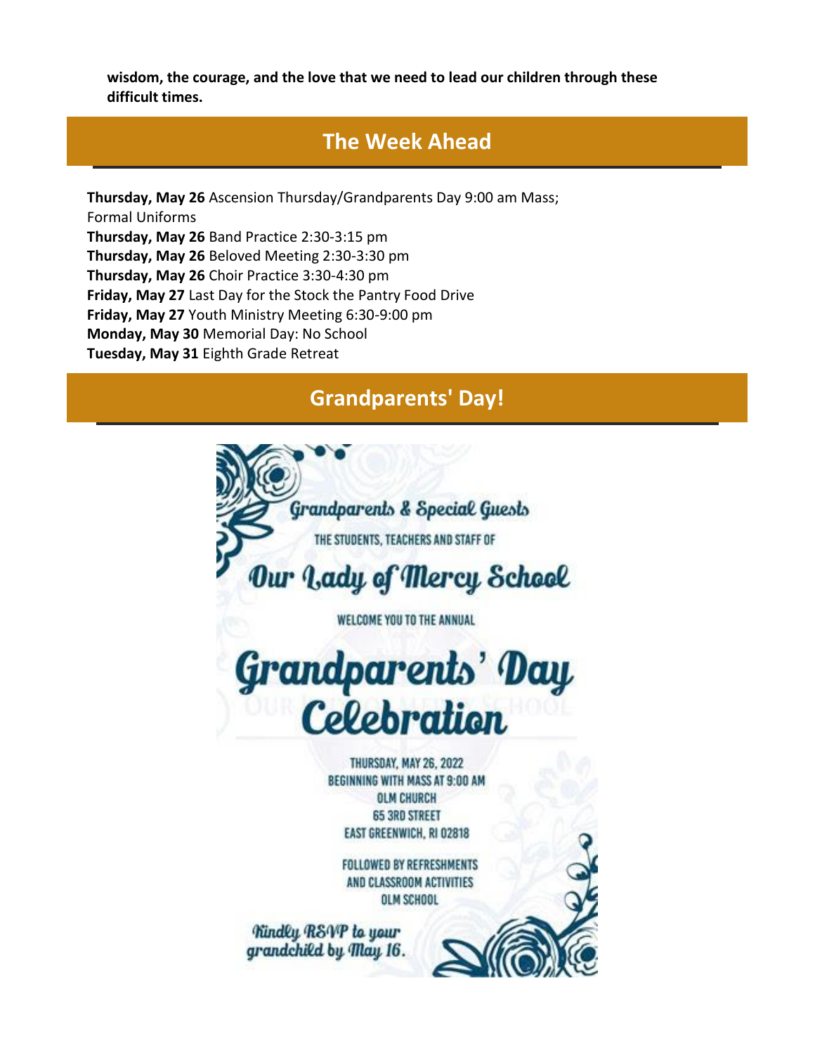**wisdom, the courage, and the love that we need to lead our children through these difficult times.**

## The Week Ahead

**Thursday, May 26** Ascension Thursday/Grandparents Day 9:00 am Mass; Formal Uniforms
**Thursday, May 26** Band Practice 2:30-3:15 pm
**Thursday, May 26** Beloved Meeting 2:30-3:30 pm
**Thursday, May 26** Choir Practice 3:30-4:30 pm
**Friday, May 27** Last Day for the Stock the Pantry Food Drive
**Friday, May 27** Youth Ministry Meeting 6:30-9:00 pm
**Monday, May 30** Memorial Day: No School
**Tuesday, May 31** Eighth Grade Retreat

## Grandparents' Day!

*Grandparents & Special Guests*

THE STUDENTS, TEACHERS AND STAFF OF

*Our Lady of Mercy School*

WELCOME YOU TO THE ANNUAL

*Grandparents' Day Celebration*

THURSDAY, MAY 26, 2022
BEGINNING WITH MASS AT 9:00 AM
OLM CHURCH
65 3RD STREET
EAST GREENWICH, RI 02818

FOLLOWED BY REFRESHMENTS
AND CLASSROOM ACTIVITIES
OLM SCHOOL

*Kindly RSVP to your grandchild by May 16.*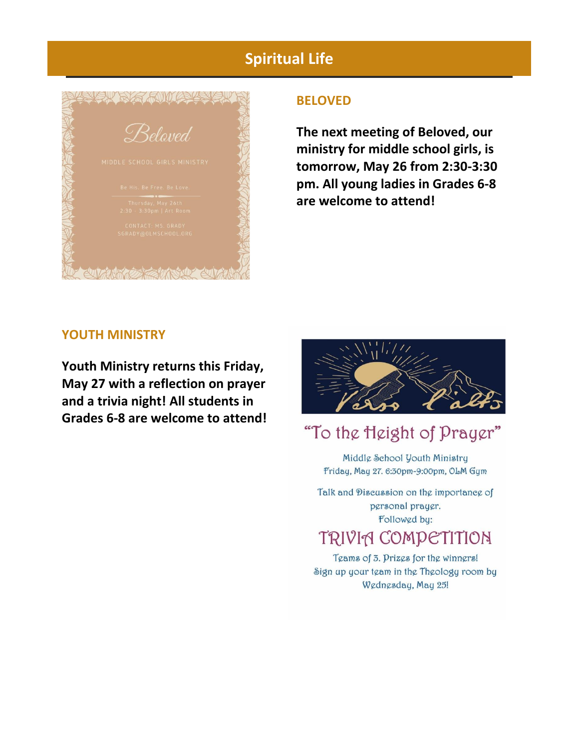# Spiritual Life

Beloved

MIDDLE SCHOOL GIRLS MINISTRY

Be His. Be Free. Be Love.

Thursday, May 26th
2:30 - 3:30pm | Art Room

CONTACT: MS. GRADY
SGRADY@OLMSCHOOL.ORG

## BELOVED

**The next meeting of Beloved, our ministry for middle school girls, is tomorrow, May 26 from 2:30-3:30 pm. All young ladies in Grades 6-8 are welcome to attend!**

## YOUTH MINISTRY

**Youth Ministry returns this Friday, May 27 with a reflection on prayer and a trivia night! All students in Grades 6-8 are welcome to attend!**

Verso l'alto

"To the Height of Prayer"

Middle School Youth Ministry
Friday, May 27. 6:30pm-9:00pm, OLM Gym

Talk and Discussion on the importance of personal prayer.
Followed by:

TRIVIA COMPETITION

Teams of 3. Prizes for the winners!
Sign up your team in the Theology room by Wednesday, May 25!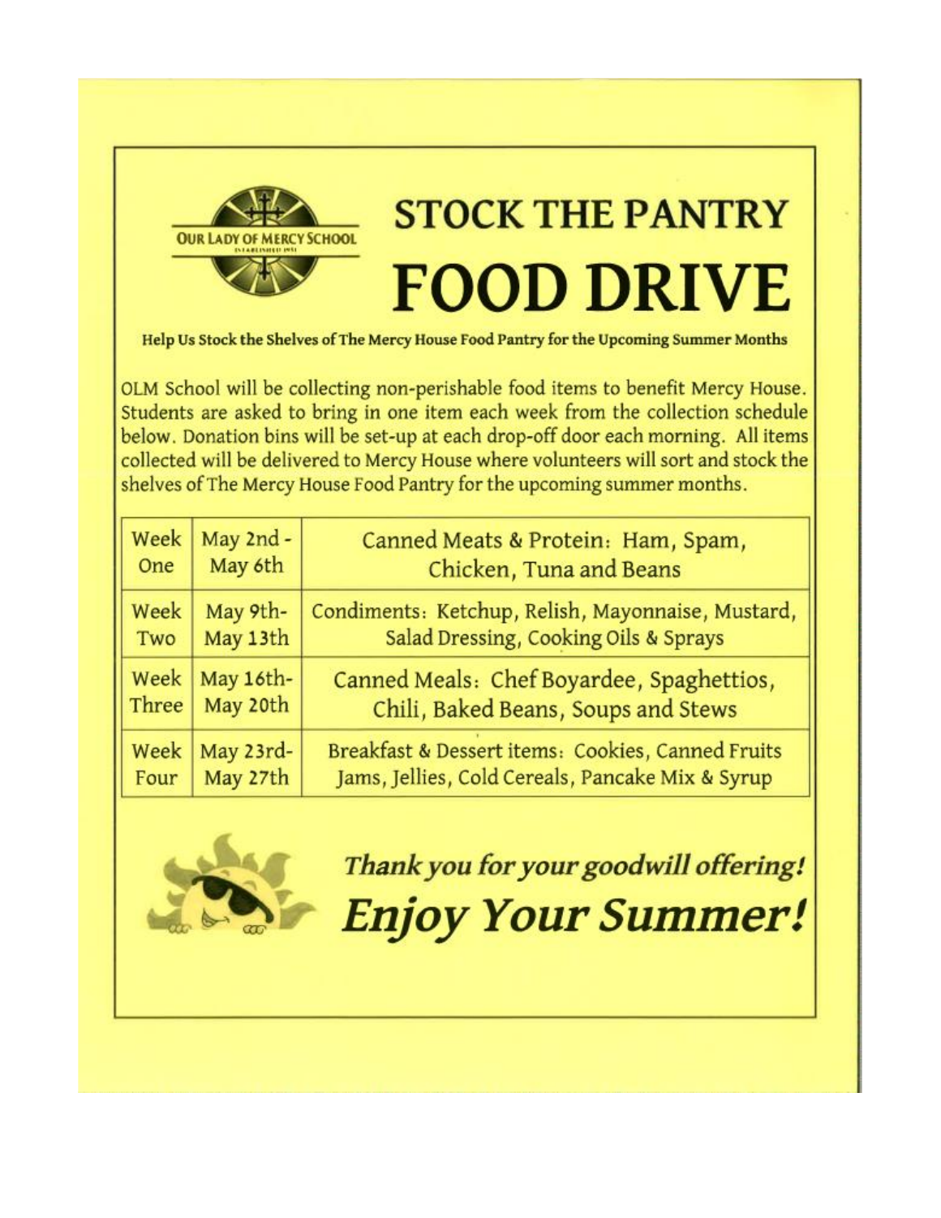OUR LADY OF MERCY SCHOOL

# STOCK THE PANTRY FOOD DRIVE

**Help Us Stock the Shelves of The Mercy House Food Pantry for the Upcoming Summer Months**

OLM School will be collecting non-perishable food items to benefit Mercy House. Students are asked to bring in one item each week from the collection schedule below. Donation bins will be set-up at each drop-off door each morning. All items collected will be delivered to Mercy House where volunteers will sort and stock the shelves of The Mercy House Food Pantry for the upcoming summer months.

| Week | Dates | Items |
|---|---|---|
| Week One | May 2nd - May 6th | Canned Meats & Protein: Ham, Spam, Chicken, Tuna and Beans |
| Week Two | May 9th- May 13th | Condiments: Ketchup, Relish, Mayonnaise, Mustard, Salad Dressing, Cooking Oils & Sprays |
| Week Three | May 16th- May 20th | Canned Meals: Chef Boyardee, Spaghettios, Chili, Baked Beans, Soups and Stews |
| Week Four | May 23rd- May 27th | Breakfast & Dessert items: Cookies, Canned Fruits Jams, Jellies, Cold Cereals, Pancake Mix & Syrup |

***Thank you for your goodwill offering!***

***Enjoy Your Summer!***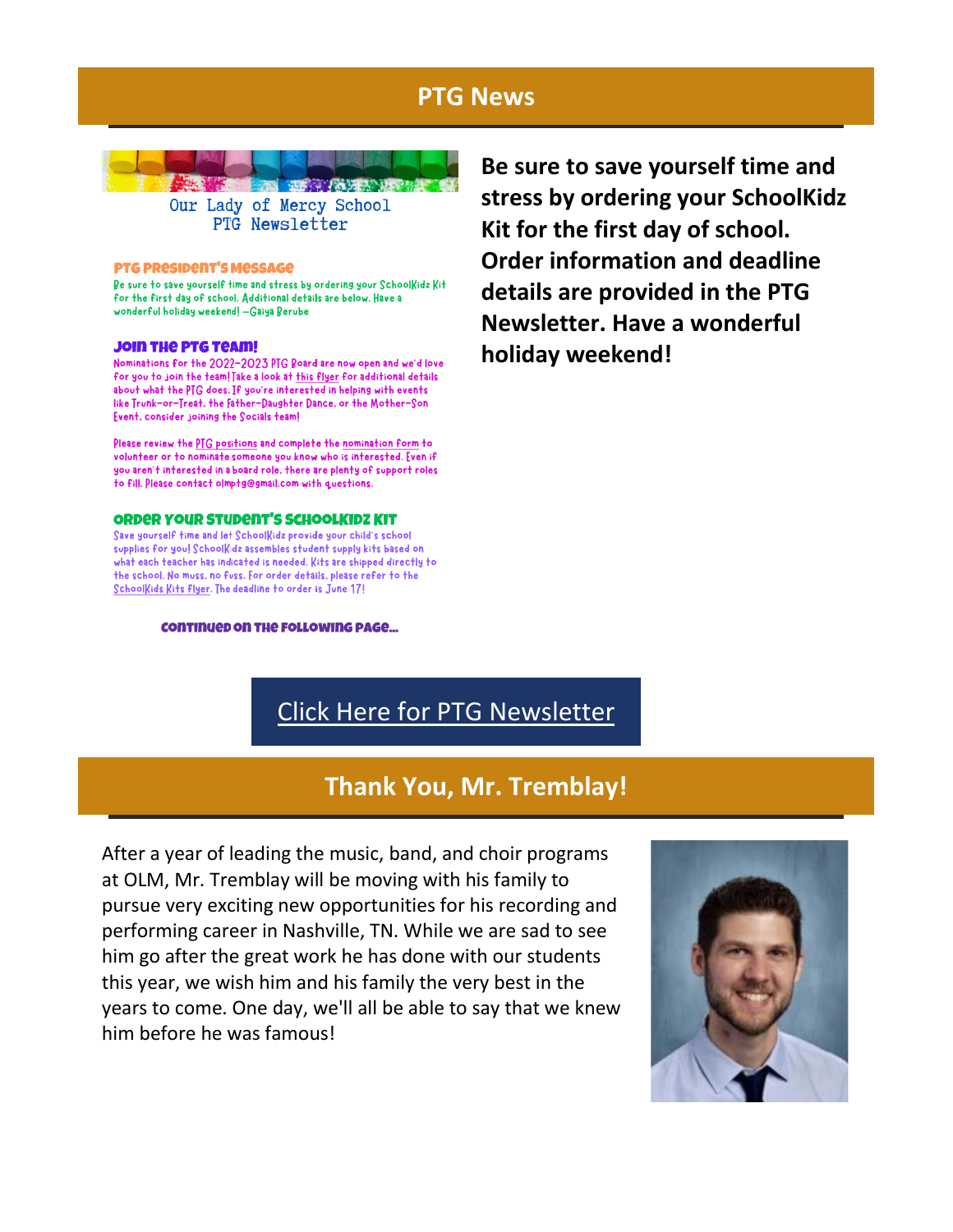## PTG News

Our Lady of Mercy School
PTG Newsletter

**PTG President's Message**

Be sure to save yourself time and stress by ordering your SchoolKidz Kit for the first day of school. Additional details are below. Have a wonderful holiday weekend! —Gaiya Berube

**Join the PTG Team!**

Nominations for the 2022-2023 PTG Board are now open and we'd love for you to join the team! Take a look at this flyer for additional details about what the PTG does. If you're interested in helping with events like Trunk-or-Treat, the Father-Daughter Dance, or the Mother-Son Event, consider joining the Socials team!

Please review the PTG positions and complete the nomination form to volunteer or to nominate someone you know who is interested. Even if you aren't interested in a board role, there are plenty of support roles to fill. Please contact olmptg@gmail.com with questions.

**Order Your Student's SchoolKidz Kit**

Save yourself time and let SchoolKidz provide your child's school supplies for you! SchoolKidz assembles student supply kits based on what each teacher has indicated is needed. Kits are shipped directly to the school. No muss, no fuss. For order details, please refer to the SchoolKids Kits flyer. The deadline to order is June 17!

**Continued on the following page...**

**Be sure to save yourself time and stress by ordering your SchoolKidz Kit for the first day of school. Order information and deadline details are provided in the PTG Newsletter. Have a wonderful holiday weekend!**

Click Here for PTG Newsletter

## Thank You, Mr. Tremblay!

After a year of leading the music, band, and choir programs at OLM, Mr. Tremblay will be moving with his family to pursue very exciting new opportunities for his recording and performing career in Nashville, TN. While we are sad to see him go after the great work he has done with our students this year, we wish him and his family the very best in the years to come. One day, we'll all be able to say that we knew him before he was famous!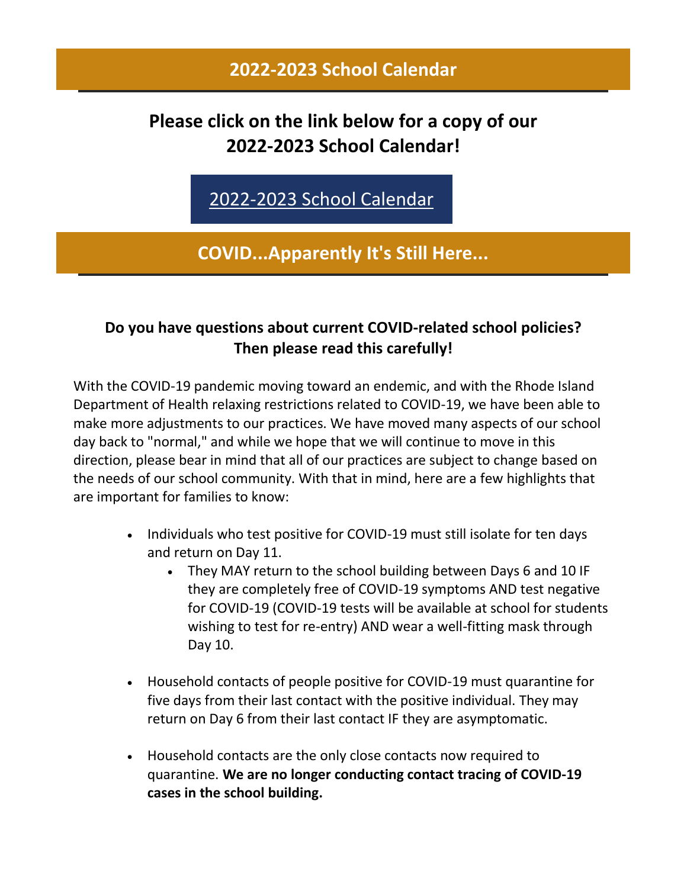## 2022-2023 School Calendar

**Please click on the link below for a copy of our 2022-2023 School Calendar!**

2022-2023 School Calendar

## COVID...Apparently It's Still Here...

**Do you have questions about current COVID-related school policies? Then please read this carefully!**

With the COVID-19 pandemic moving toward an endemic, and with the Rhode Island Department of Health relaxing restrictions related to COVID-19, we have been able to make more adjustments to our practices. We have moved many aspects of our school day back to "normal," and while we hope that we will continue to move in this direction, please bear in mind that all of our practices are subject to change based on the needs of our school community. With that in mind, here are a few highlights that are important for families to know:

- Individuals who test positive for COVID-19 must still isolate for ten days and return on Day 11.
  - They MAY return to the school building between Days 6 and 10 IF they are completely free of COVID-19 symptoms AND test negative for COVID-19 (COVID-19 tests will be available at school for students wishing to test for re-entry) AND wear a well-fitting mask through Day 10.
- Household contacts of people positive for COVID-19 must quarantine for five days from their last contact with the positive individual. They may return on Day 6 from their last contact IF they are asymptomatic.
- Household contacts are the only close contacts now required to quarantine. **We are no longer conducting contact tracing of COVID-19 cases in the school building.**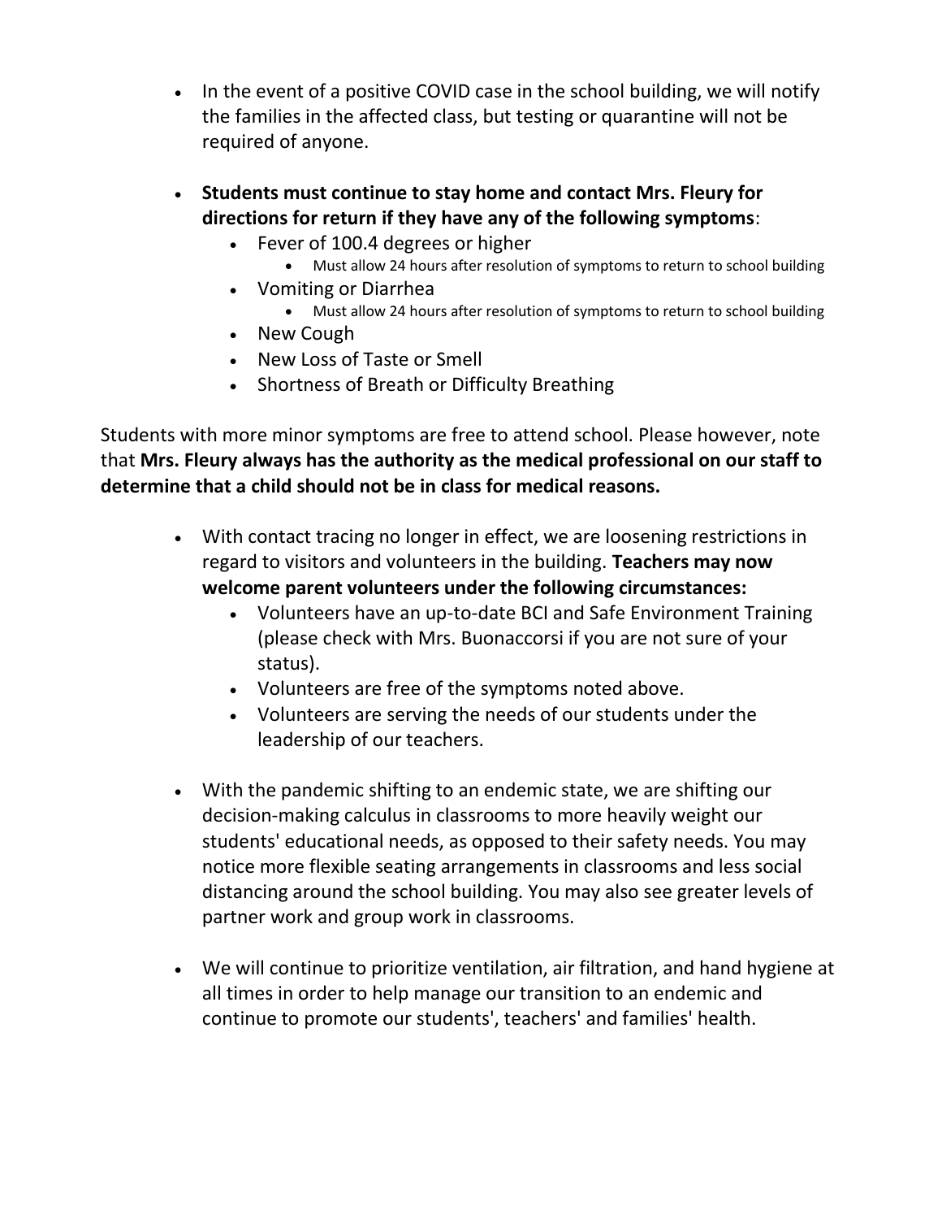- In the event of a positive COVID case in the school building, we will notify the families in the affected class, but testing or quarantine will not be required of anyone.

- **Students must continue to stay home and contact Mrs. Fleury for directions for return if they have any of the following symptoms**:
  - Fever of 100.4 degrees or higher
    - Must allow 24 hours after resolution of symptoms to return to school building
  - Vomiting or Diarrhea
    - Must allow 24 hours after resolution of symptoms to return to school building
  - New Cough
  - New Loss of Taste or Smell
  - Shortness of Breath or Difficulty Breathing

Students with more minor symptoms are free to attend school. Please however, note that **Mrs. Fleury always has the authority as the medical professional on our staff to determine that a child should not be in class for medical reasons.**

- With contact tracing no longer in effect, we are loosening restrictions in regard to visitors and volunteers in the building. **Teachers may now welcome parent volunteers under the following circumstances:**
  - Volunteers have an up-to-date BCI and Safe Environment Training (please check with Mrs. Buonaccorsi if you are not sure of your status).
  - Volunteers are free of the symptoms noted above.
  - Volunteers are serving the needs of our students under the leadership of our teachers.

- With the pandemic shifting to an endemic state, we are shifting our decision-making calculus in classrooms to more heavily weight our students' educational needs, as opposed to their safety needs. You may notice more flexible seating arrangements in classrooms and less social distancing around the school building. You may also see greater levels of partner work and group work in classrooms.

- We will continue to prioritize ventilation, air filtration, and hand hygiene at all times in order to help manage our transition to an endemic and continue to promote our students', teachers' and families' health.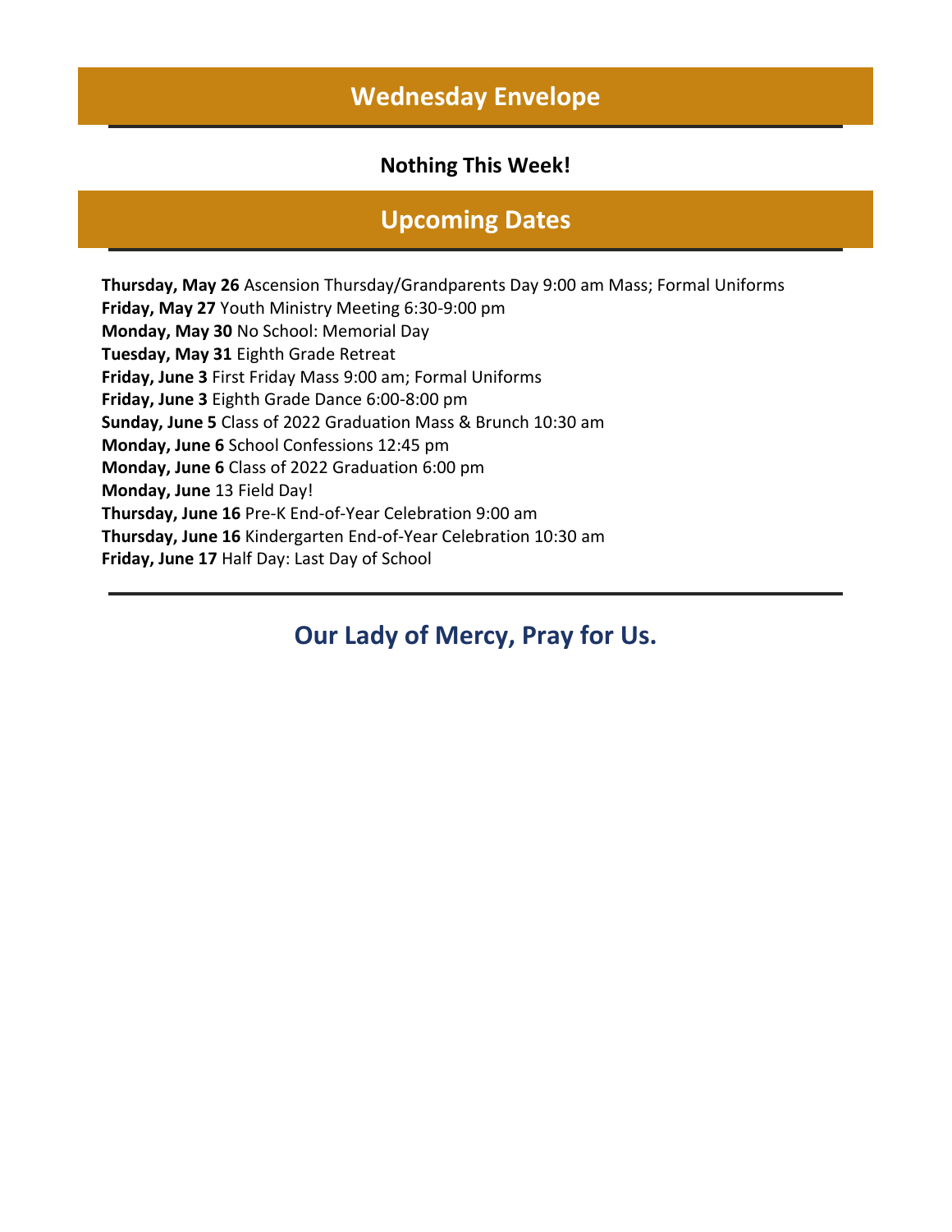## Wednesday Envelope

**Nothing This Week!**

## Upcoming Dates

**Thursday, May 26** Ascension Thursday/Grandparents Day 9:00 am Mass; Formal Uniforms
**Friday, May 27** Youth Ministry Meeting 6:30-9:00 pm
**Monday, May 30** No School: Memorial Day
**Tuesday, May 31** Eighth Grade Retreat
**Friday, June 3** First Friday Mass 9:00 am; Formal Uniforms
**Friday, June 3** Eighth Grade Dance 6:00-8:00 pm
**Sunday, June 5** Class of 2022 Graduation Mass & Brunch 10:30 am
**Monday, June 6** School Confessions 12:45 pm
**Monday, June 6** Class of 2022 Graduation 6:00 pm
**Monday, June** 13 Field Day!
**Thursday, June 16** Pre-K End-of-Year Celebration 9:00 am
**Thursday, June 16** Kindergarten End-of-Year Celebration 10:30 am
**Friday, June 17** Half Day: Last Day of School

**Our Lady of Mercy, Pray for Us.**